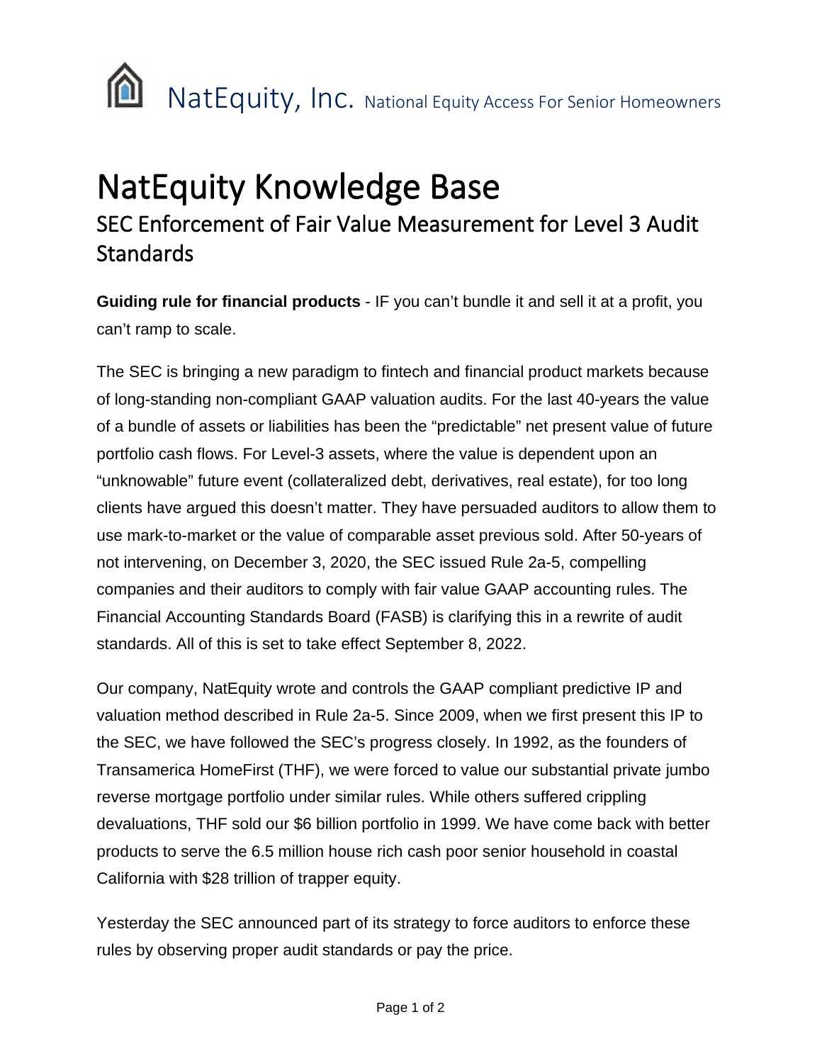NatEquity, Inc. National Equity Access For Senior Homeowners

# NatEquity Knowledge Base

## SEC Enforcement of Fair Value Measurement for Level 3 Audit Standards

**Guiding rule for financial products** - IF you can't bundle it and sell it at a profit, you can't ramp to scale.

The SEC is bringing a new paradigm to fintech and financial product markets because of long-standing non-compliant GAAP valuation audits. For the last 40-years the value of a bundle of assets or liabilities has been the "predictable" net present value of future portfolio cash flows. For Level-3 assets, where the value is dependent upon an "unknowable" future event (collateralized debt, derivatives, real estate), for too long clients have argued this doesn't matter. They have persuaded auditors to allow them to use mark-to-market or the value of comparable asset previous sold. After 50-years of not intervening, on December 3, 2020, the SEC issued Rule 2a-5, compelling companies and their auditors to comply with fair value GAAP accounting rules. The Financial Accounting Standards Board (FASB) is clarifying this in a rewrite of audit standards. All of this is set to take effect September 8, 2022.

Our company, NatEquity wrote and controls the GAAP compliant predictive IP and valuation method described in Rule 2a-5. Since 2009, when we first present this IP to the SEC, we have followed the SEC's progress closely. In 1992, as the founders of Transamerica HomeFirst (THF), we were forced to value our substantial private jumbo reverse mortgage portfolio under similar rules. While others suffered crippling devaluations, THF sold our $6 billion portfolio in 1999. We have come back with better products to serve the 6.5 million house rich cash poor senior household in coastal California with $28 trillion of trapper equity.

Yesterday the SEC announced part of its strategy to force auditors to enforce these rules by observing proper audit standards or pay the price.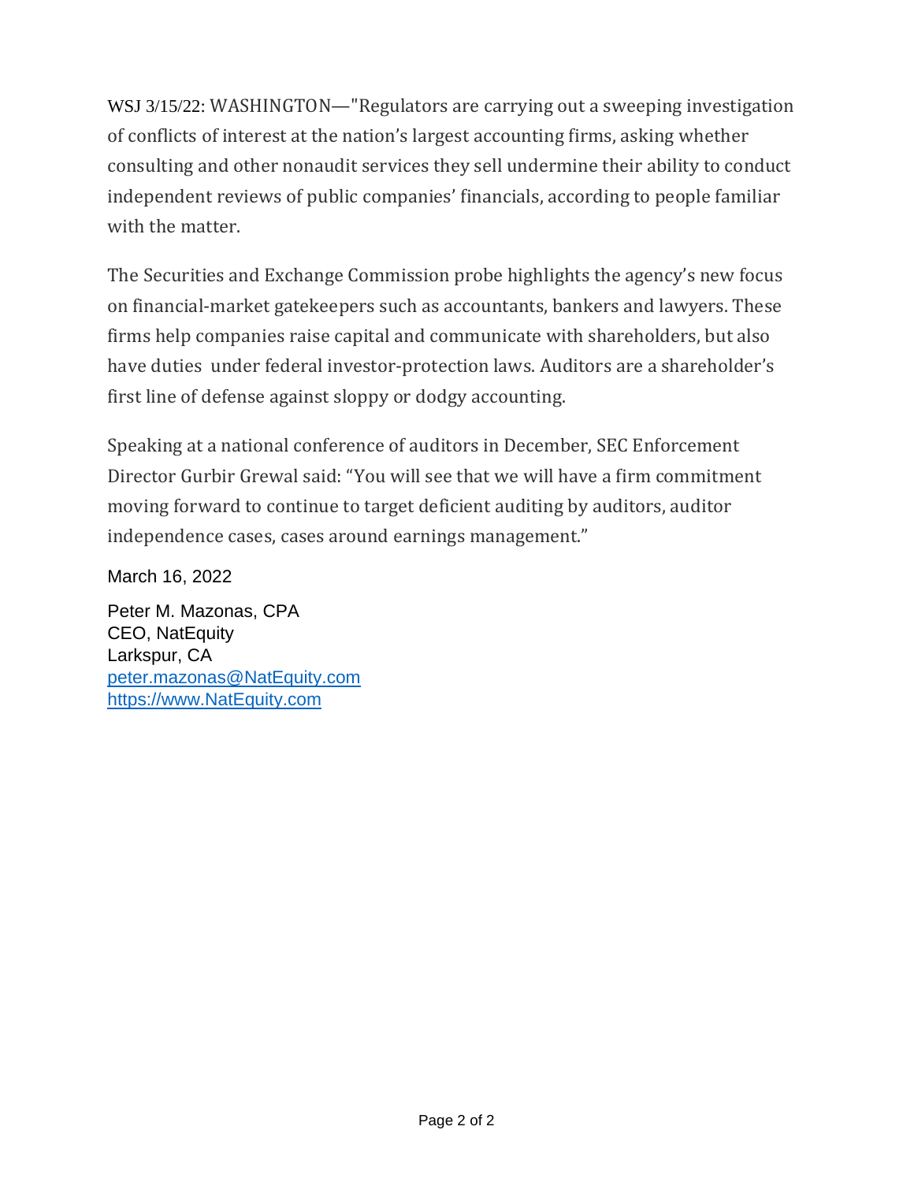WSJ 3/15/22: WASHINGTON—"Regulators are carrying out a sweeping investigation of conflicts of interest at the nation's largest accounting firms, asking whether consulting and other nonaudit services they sell undermine their ability to conduct independent reviews of public companies' financials, according to people familiar with the matter.

The Securities and Exchange Commission probe highlights the agency's new focus on financial-market gatekeepers such as accountants, bankers and lawyers. These firms help companies raise capital and communicate with shareholders, but also have duties under federal investor-protection laws. Auditors are a shareholder's first line of defense against sloppy or dodgy accounting.

Speaking at a national conference of auditors in December, SEC Enforcement Director Gurbir Grewal said: "You will see that we will have a firm commitment moving forward to continue to target deficient auditing by auditors, auditor independence cases, cases around earnings management."

March 16, 2022

Peter M. Mazonas, CPA
CEO, NatEquity
Larkspur, CA
peter.mazonas@NatEquity.com
https://www.NatEquity.com